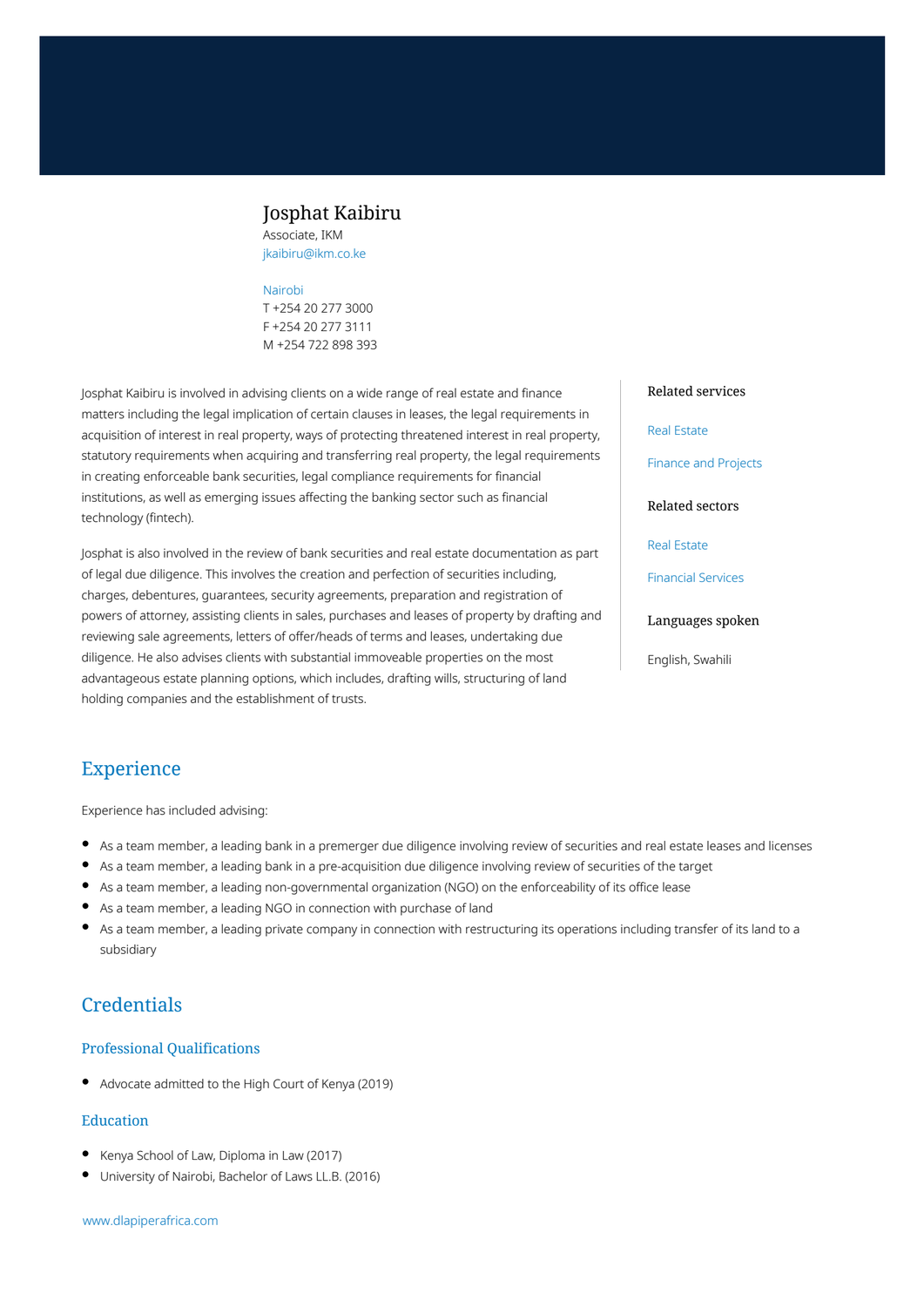# Josphat Kaibiru

Associate, IKM

jkaibiru@ikm.co.ke

Nairobi

T +254 20 277 3000

F +254 20 277 3111

M +254 722 898 393

Josphat Kaibiru is involved in advising clients on a wide range of real estate and finance matters including the legal implication of certain clauses in leases, the legal requirements in acquisition of interest in real property, ways of protecting threatened interest in real property, statutory requirements when acquiring and transferring real property, the legal requirements in creating enforceable bank securities, legal compliance requirements for financial institutions, as well as emerging issues affecting the banking sector such as financial technology (fintech).

Josphat is also involved in the review of bank securities and real estate documentation as part of legal due diligence. This involves the creation and perfection of securities including, charges, debentures, guarantees, security agreements, preparation and registration of powers of attorney, assisting clients in sales, purchases and leases of property by drafting and reviewing sale agreements, letters of offer/heads of terms and leases, undertaking due diligence. He also advises clients with substantial immoveable properties on the most advantageous estate planning options, which includes, drafting wills, structuring of land holding companies and the establishment of trusts.

### Related services

Real Estate

Finance and Projects

### Related sectors

Real Estate

Financial Services

### Languages spoken

English, Swahili

## Experience

Experience has included advising:

- As a team member, a leading bank in a premerger due diligence involving review of securities and real estate leases and licenses
- As a team member, a leading bank in a pre-acquisition due diligence involving review of securities of the target
- As a team member, a leading non-governmental organization (NGO) on the enforceability of its office lease
- As a team member, a leading NGO in connection with purchase of land
- As a team member, a leading private company in connection with restructuring its operations including transfer of its land to a subsidiary

## Credentials

### Professional Qualifications

- Advocate admitted to the High Court of Kenya (2019)

### Education

- Kenya School of Law, Diploma in Law (2017)
- University of Nairobi, Bachelor of Laws LL.B. (2016)

www.dlapiperafrica.com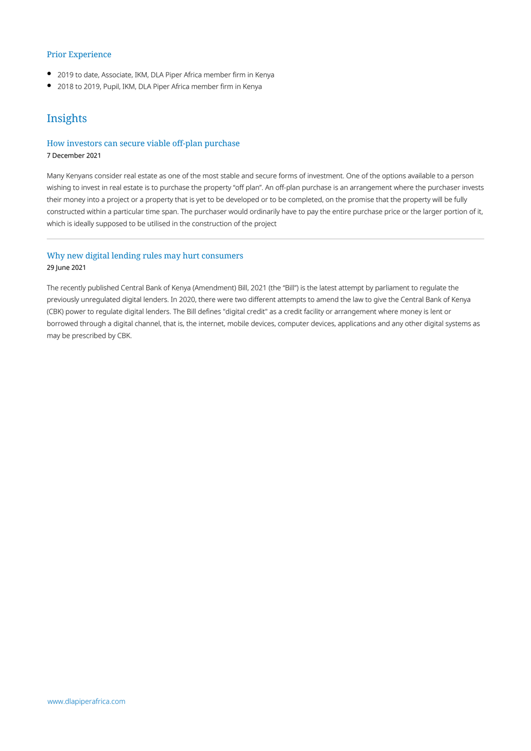### Prior Experience

- 2019 to date, Associate, IKM, DLA Piper Africa member firm in Kenya
- 2018 to 2019, Pupil, IKM, DLA Piper Africa member firm in Kenya

## Insights

### How investors can secure viable off-plan purchase

7 December 2021

Many Kenyans consider real estate as one of the most stable and secure forms of investment. One of the options available to a person wishing to invest in real estate is to purchase the property "off plan". An off-plan purchase is an arrangement where the purchaser invests their money into a project or a property that is yet to be developed or to be completed, on the promise that the property will be fully constructed within a particular time span. The purchaser would ordinarily have to pay the entire purchase price or the larger portion of it, which is ideally supposed to be utilised in the construction of the project

---

### Why new digital lending rules may hurt consumers

29 June 2021

The recently published Central Bank of Kenya (Amendment) Bill, 2021 (the "Bill") is the latest attempt by parliament to regulate the previously unregulated digital lenders. In 2020, there were two different attempts to amend the law to give the Central Bank of Kenya (CBK) power to regulate digital lenders. The Bill defines "digital credit" as a credit facility or arrangement where money is lent or borrowed through a digital channel, that is, the internet, mobile devices, computer devices, applications and any other digital systems as may be prescribed by CBK.